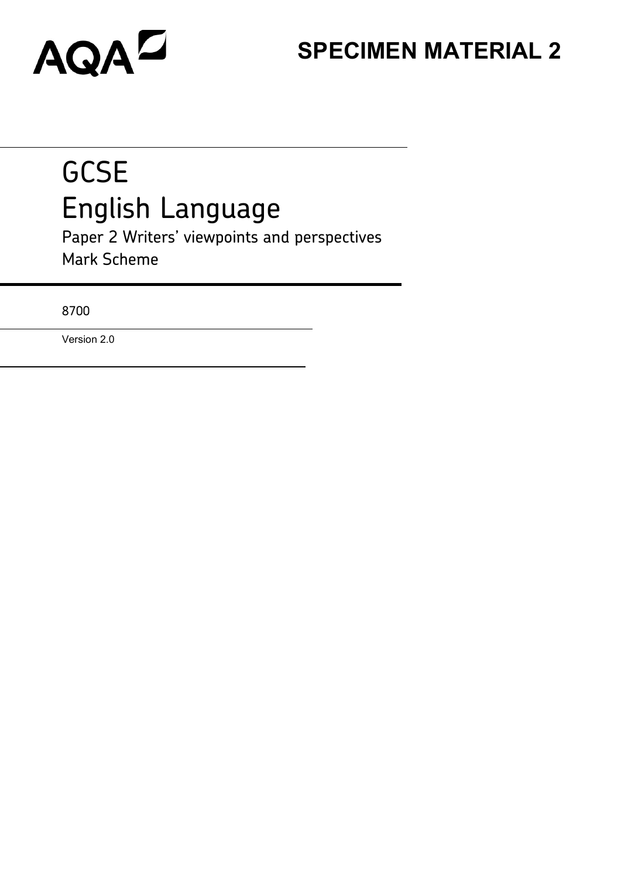AQA

**SPECIMEN MATERIAL 2**

# GCSE
# English Language

Paper 2 Writers' viewpoints and perspectives

Mark Scheme

8700

Version 2.0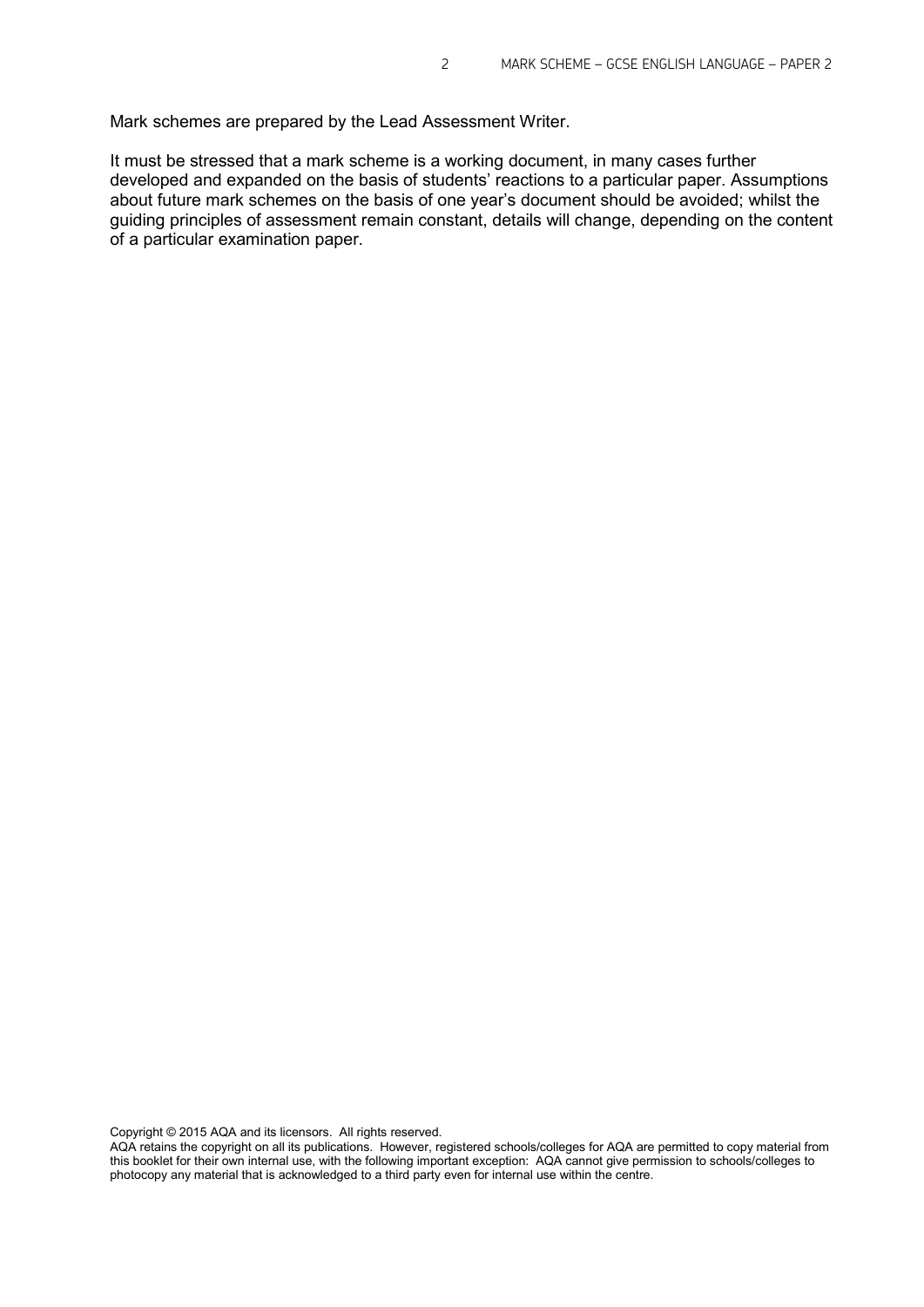Mark schemes are prepared by the Lead Assessment Writer.

It must be stressed that a mark scheme is a working document, in many cases further developed and expanded on the basis of students' reactions to a particular paper. Assumptions about future mark schemes on the basis of one year's document should be avoided; whilst the guiding principles of assessment remain constant, details will change, depending on the content of a particular examination paper.

Copyright © 2015 AQA and its licensors. All rights reserved.
AQA retains the copyright on all its publications. However, registered schools/colleges for AQA are permitted to copy material from this booklet for their own internal use, with the following important exception: AQA cannot give permission to schools/colleges to photocopy any material that is acknowledged to a third party even for internal use within the centre.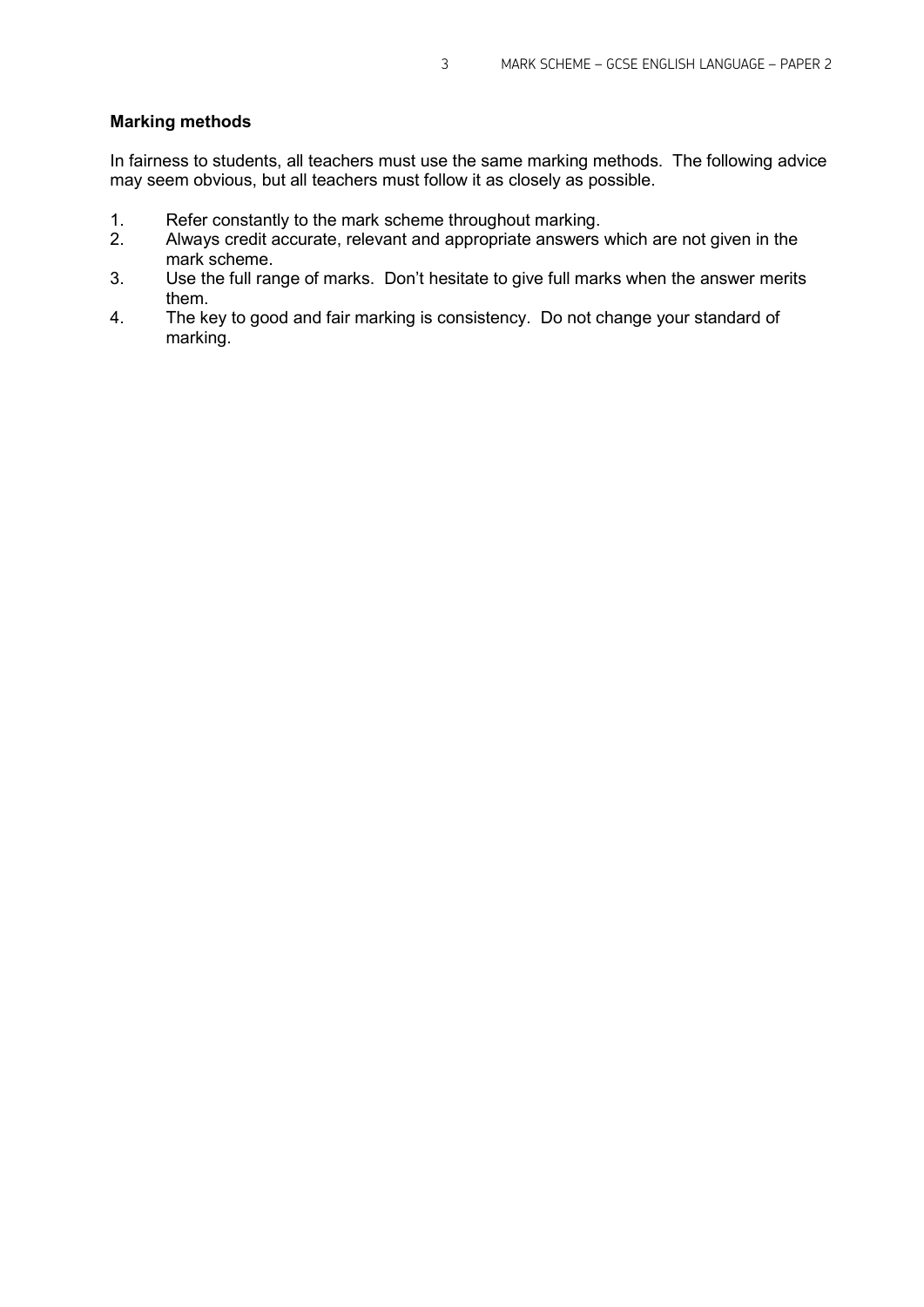**Marking methods**

In fairness to students, all teachers must use the same marking methods. The following advice may seem obvious, but all teachers must follow it as closely as possible.

1. Refer constantly to the mark scheme throughout marking.
2. Always credit accurate, relevant and appropriate answers which are not given in the mark scheme.
3. Use the full range of marks. Don't hesitate to give full marks when the answer merits them.
4. The key to good and fair marking is consistency. Do not change your standard of marking.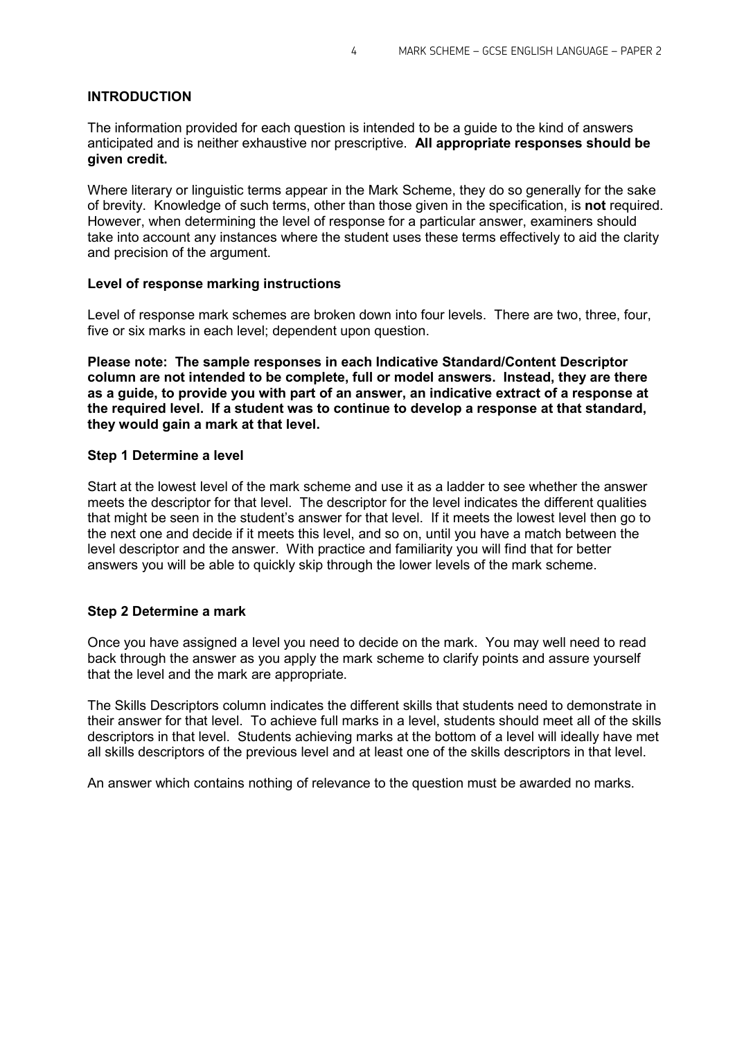## INTRODUCTION

The information provided for each question is intended to be a guide to the kind of answers anticipated and is neither exhaustive nor prescriptive. **All appropriate responses should be given credit.**

Where literary or linguistic terms appear in the Mark Scheme, they do so generally for the sake of brevity. Knowledge of such terms, other than those given in the specification, is **not** required. However, when determining the level of response for a particular answer, examiners should take into account any instances where the student uses these terms effectively to aid the clarity and precision of the argument.

### Level of response marking instructions

Level of response mark schemes are broken down into four levels. There are two, three, four, five or six marks in each level; dependent upon question.

**Please note: The sample responses in each Indicative Standard/Content Descriptor column are not intended to be complete, full or model answers. Instead, they are there as a guide, to provide you with part of an answer, an indicative extract of a response at the required level. If a student was to continue to develop a response at that standard, they would gain a mark at that level.**

### Step 1 Determine a level

Start at the lowest level of the mark scheme and use it as a ladder to see whether the answer meets the descriptor for that level. The descriptor for the level indicates the different qualities that might be seen in the student's answer for that level. If it meets the lowest level then go to the next one and decide if it meets this level, and so on, until you have a match between the level descriptor and the answer. With practice and familiarity you will find that for better answers you will be able to quickly skip through the lower levels of the mark scheme.

### Step 2 Determine a mark

Once you have assigned a level you need to decide on the mark. You may well need to read back through the answer as you apply the mark scheme to clarify points and assure yourself that the level and the mark are appropriate.

The Skills Descriptors column indicates the different skills that students need to demonstrate in their answer for that level. To achieve full marks in a level, students should meet all of the skills descriptors in that level. Students achieving marks at the bottom of a level will ideally have met all skills descriptors of the previous level and at least one of the skills descriptors in that level.

An answer which contains nothing of relevance to the question must be awarded no marks.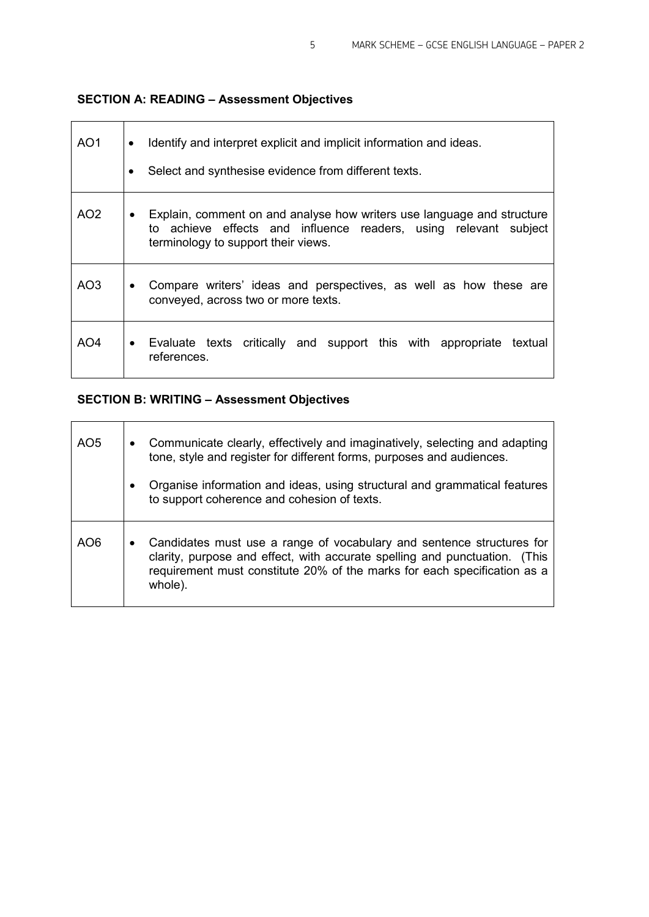**SECTION A: READING – Assessment Objectives**

| | |
|---|---|
| AO1 | • Identify and interpret explicit and implicit information and ideas. <br> • Select and synthesise evidence from different texts. |
| AO2 | • Explain, comment on and analyse how writers use language and structure to achieve effects and influence readers, using relevant subject terminology to support their views. |
| AO3 | • Compare writers' ideas and perspectives, as well as how these are conveyed, across two or more texts. |
| AO4 | • Evaluate texts critically and support this with appropriate textual references. |

**SECTION B: WRITING – Assessment Objectives**

| | |
|---|---|
| AO5 | • Communicate clearly, effectively and imaginatively, selecting and adapting tone, style and register for different forms, purposes and audiences. <br> • Organise information and ideas, using structural and grammatical features to support coherence and cohesion of texts. |
| AO6 | • Candidates must use a range of vocabulary and sentence structures for clarity, purpose and effect, with accurate spelling and punctuation. (This requirement must constitute 20% of the marks for each specification as a whole). |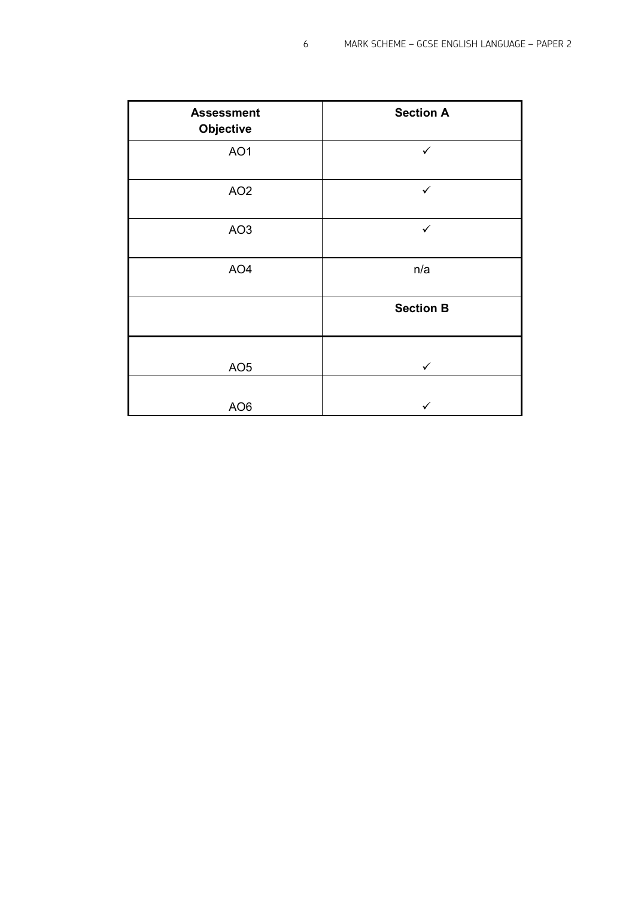| Assessment Objective | Section A |
|---|---|
| AO1 | ✓ |
| AO2 | ✓ |
| AO3 | ✓ |
| AO4 | n/a |
| | **Section B** |
| AO5 | ✓ |
| AO6 | ✓ |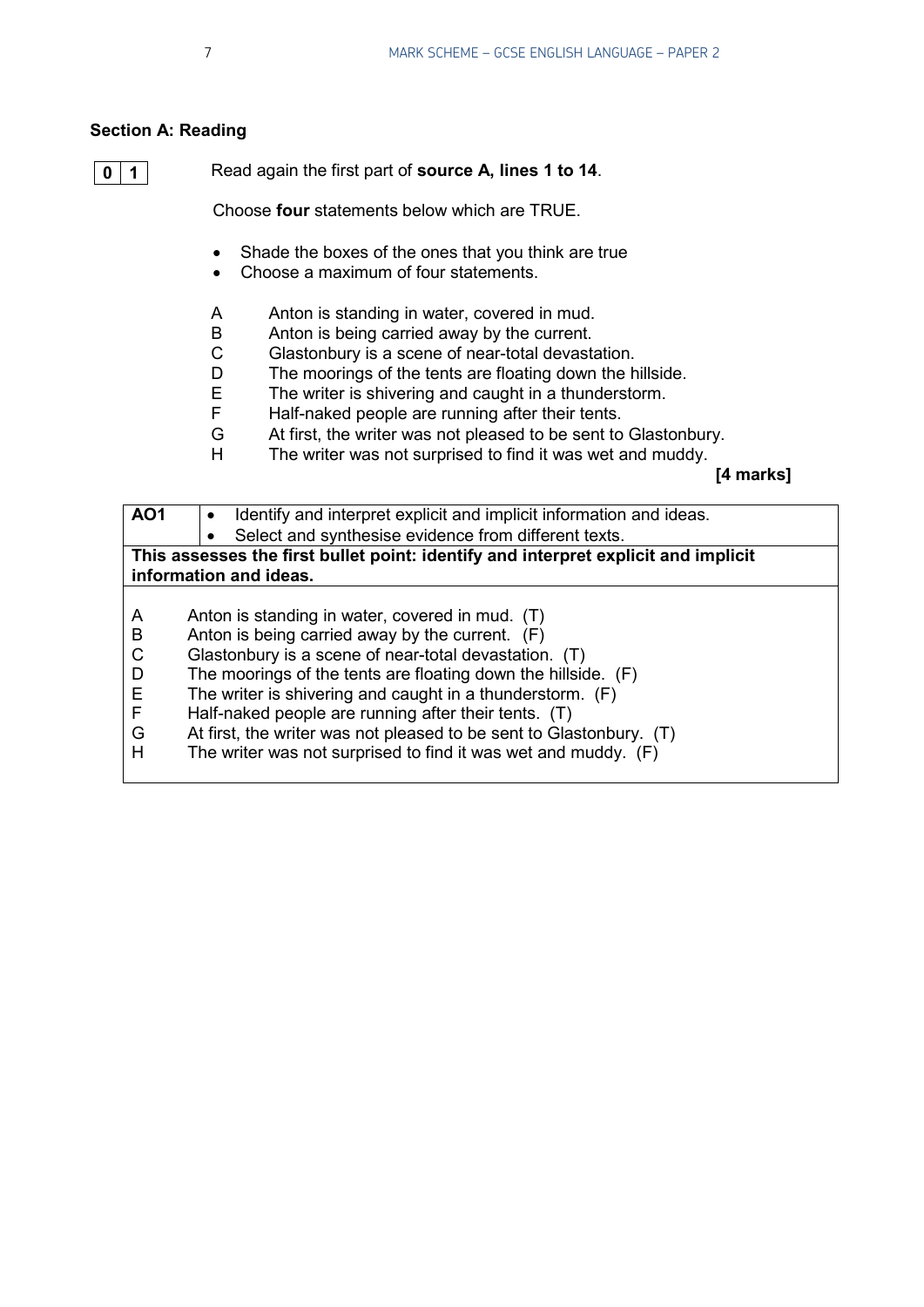## Section A: Reading

**0 1** Read again the first part of **source A, lines 1 to 14**.

Choose **four** statements below which are TRUE.

- Shade the boxes of the ones that you think are true
- Choose a maximum of four statements.

A Anton is standing in water, covered in mud.
B Anton is being carried away by the current.
C Glastonbury is a scene of near-total devastation.
D The moorings of the tents are floating down the hillside.
E The writer is shivering and caught in a thunderstorm.
F Half-naked people are running after their tents.
G At first, the writer was not pleased to be sent to Glastonbury.
H The writer was not surprised to find it was wet and muddy.

**[4 marks]**

| AO1 | • Identify and interpret explicit and implicit information and ideas.<br>• Select and synthesise evidence from different texts. |
|---|---|
| **This assesses the first bullet point: identify and interpret explicit and implicit information and ideas.** | |
| A Anton is standing in water, covered in mud. (T)<br>B Anton is being carried away by the current. (F)<br>C Glastonbury is a scene of near-total devastation. (T)<br>D The moorings of the tents are floating down the hillside. (F)<br>E The writer is shivering and caught in a thunderstorm. (F)<br>F Half-naked people are running after their tents. (T)<br>G At first, the writer was not pleased to be sent to Glastonbury. (T)<br>H The writer was not surprised to find it was wet and muddy. (F) | |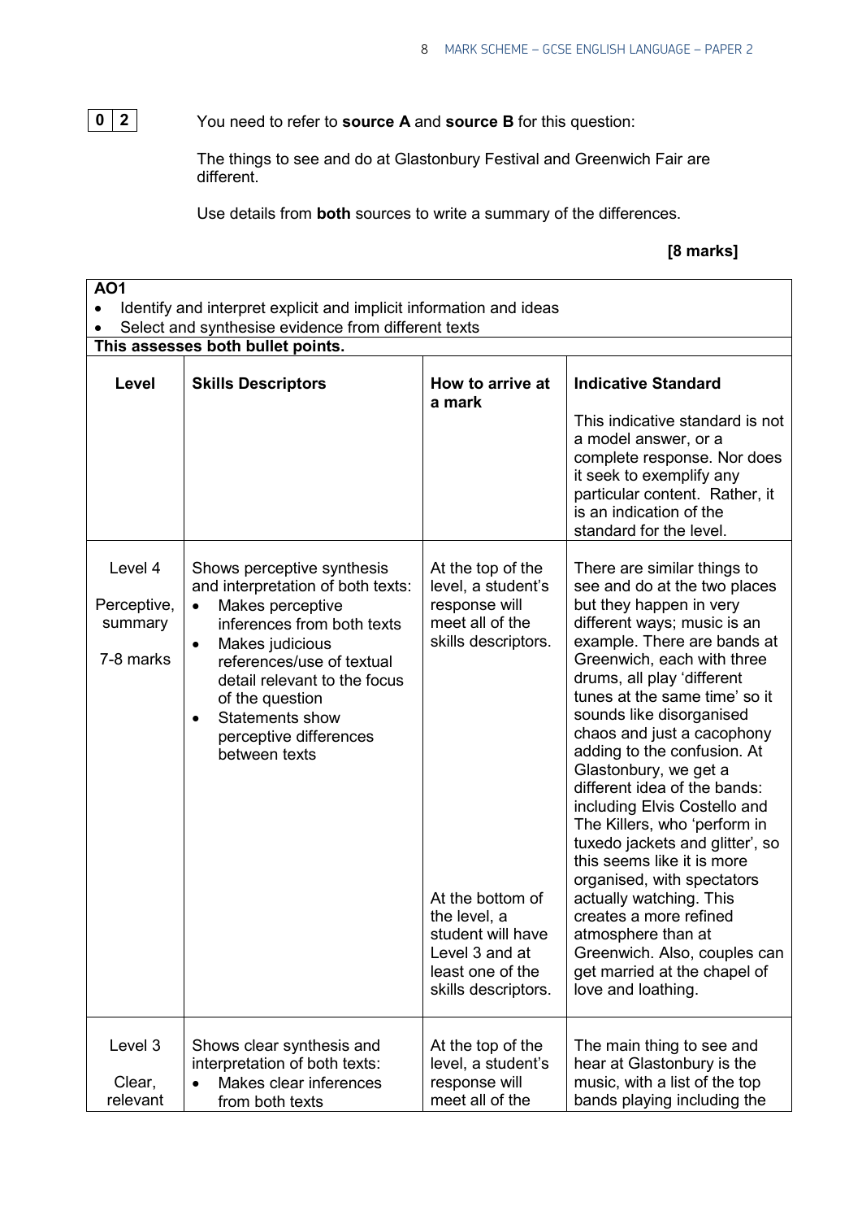**0 2** You need to refer to **source A** and **source B** for this question:

The things to see and do at Glastonbury Festival and Greenwich Fair are different.

Use details from **both** sources to write a summary of the differences.

**[8 marks]**

**AO1**

- Identify and interpret explicit and implicit information and ideas
- Select and synthesise evidence from different texts

**This assesses both bullet points.**

| Level | Skills Descriptors | How to arrive at a mark | Indicative Standard<br><br>This indicative standard is not a model answer, or a complete response. Nor does it seek to exemplify any particular content. Rather, it is an indication of the standard for the level. |
|---|---|---|---|
| Level 4<br><br>Perceptive, summary<br><br>7-8 marks | Shows perceptive synthesis and interpretation of both texts:<br>• Makes perceptive inferences from both texts<br>• Makes judicious references/use of textual detail relevant to the focus of the question<br>• Statements show perceptive differences between texts | At the top of the level, a student's response will meet all of the skills descriptors.<br><br>At the bottom of the level, a student will have Level 3 and at least one of the skills descriptors. | There are similar things to see and do at the two places but they happen in very different ways; music is an example. There are bands at Greenwich, each with three drums, all play 'different tunes at the same time' so it sounds like disorganised chaos and just a cacophony adding to the confusion. At Glastonbury, we get a different idea of the bands: including Elvis Costello and The Killers, who 'perform in tuxedo jackets and glitter', so this seems like it is more organised, with spectators actually watching. This creates a more refined atmosphere than at Greenwich. Also, couples can get married at the chapel of love and loathing. |
| Level 3<br><br>Clear, relevant | Shows clear synthesis and interpretation of both texts:<br>• Makes clear inferences from both texts | At the top of the level, a student's response will meet all of the | The main thing to see and hear at Glastonbury is the music, with a list of the top bands playing including the |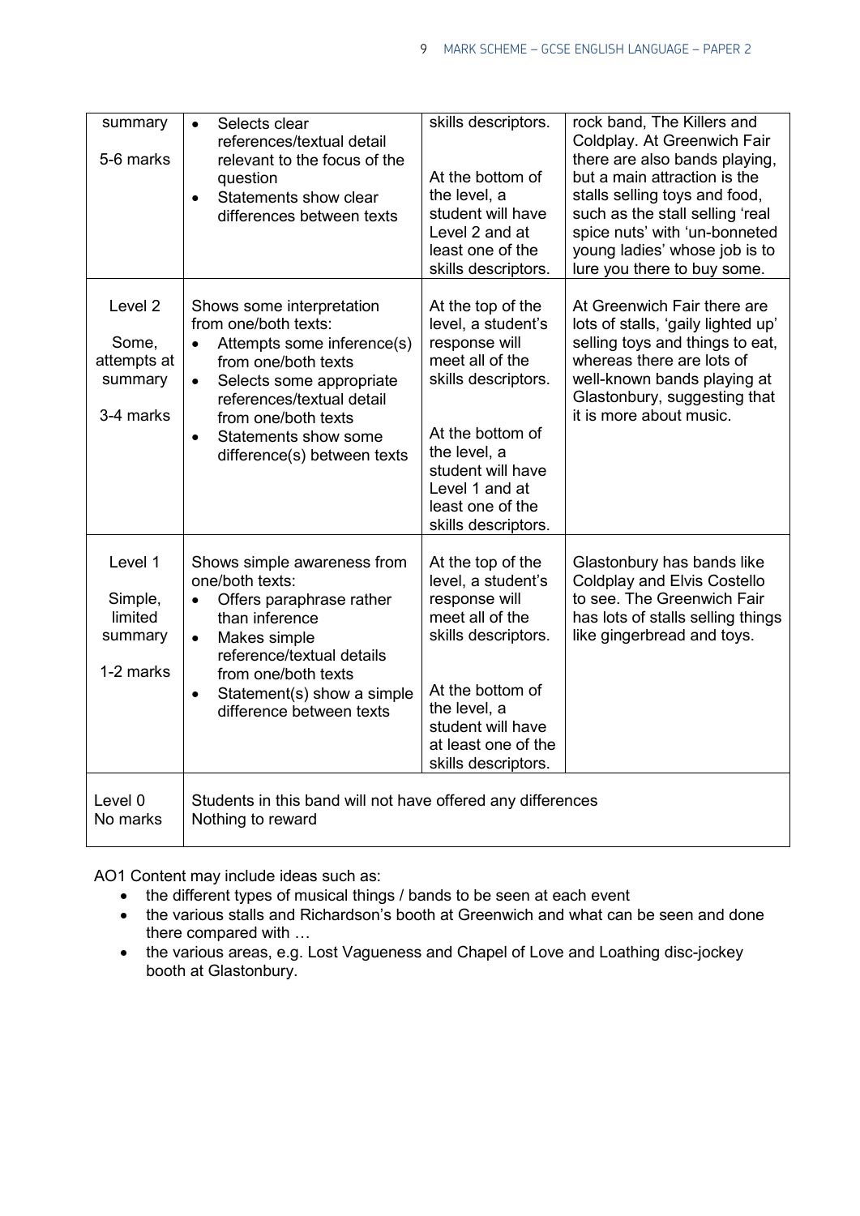| | | | |
|---|---|---|---|
| summary<br><br>5-6 marks | • Selects clear references/textual detail relevant to the focus of the question<br>• Statements show clear differences between texts | skills descriptors.<br><br>At the bottom of the level, a student will have Level 2 and at least one of the skills descriptors. | rock band, The Killers and Coldplay. At Greenwich Fair there are also bands playing, but a main attraction is the stalls selling toys and food, such as the stall selling 'real spice nuts' with 'un-bonneted young ladies' whose job is to lure you there to buy some. |
| Level 2<br><br>Some, attempts at summary<br><br>3-4 marks | Shows some interpretation from one/both texts:<br>• Attempts some inference(s) from one/both texts<br>• Selects some appropriate references/textual detail from one/both texts<br>• Statements show some difference(s) between texts | At the top of the level, a student's response will meet all of the skills descriptors.<br><br>At the bottom of the level, a student will have Level 1 and at least one of the skills descriptors. | At Greenwich Fair there are lots of stalls, 'gaily lighted up' selling toys and things to eat, whereas there are lots of well-known bands playing at Glastonbury, suggesting that it is more about music. |
| Level 1<br><br>Simple, limited summary<br><br>1-2 marks | Shows simple awareness from one/both texts:<br>• Offers paraphrase rather than inference<br>• Makes simple reference/textual details from one/both texts<br>• Statement(s) show a simple difference between texts | At the top of the level, a student's response will meet all of the skills descriptors.<br><br>At the bottom of the level, a student will have at least one of the skills descriptors. | Glastonbury has bands like Coldplay and Elvis Costello to see. The Greenwich Fair has lots of stalls selling things like gingerbread and toys. |
| Level 0<br>No marks | Students in this band will not have offered any differences<br>Nothing to reward | | |

AO1 Content may include ideas such as:

- the different types of musical things / bands to be seen at each event
- the various stalls and Richardson's booth at Greenwich and what can be seen and done there compared with …
- the various areas, e.g. Lost Vagueness and Chapel of Love and Loathing disc-jockey booth at Glastonbury.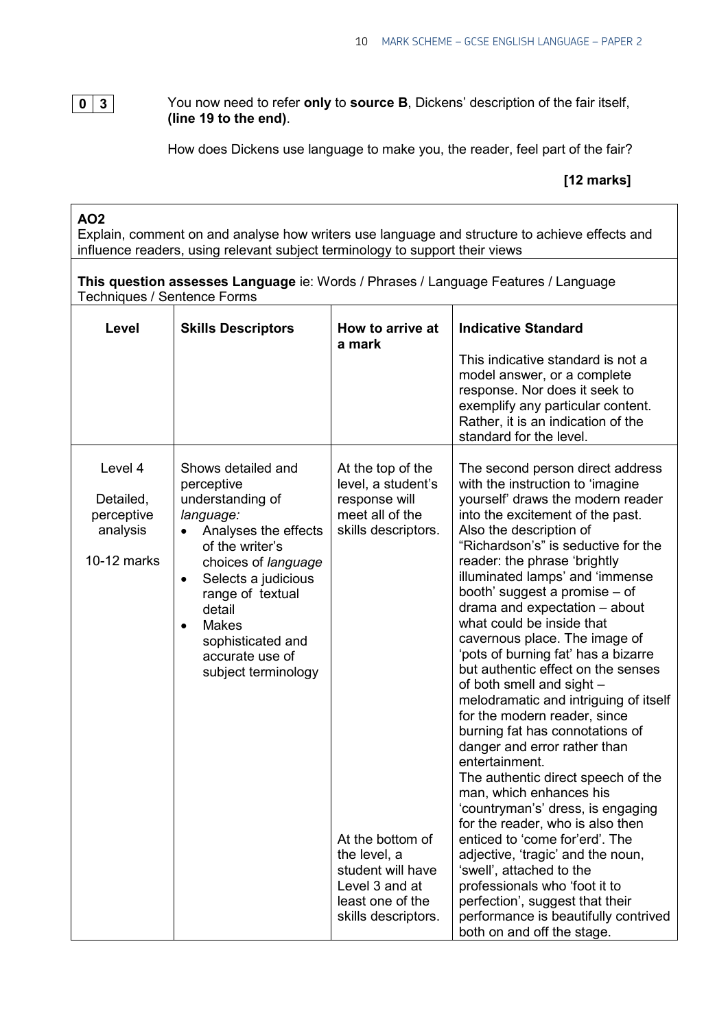**0 3** You now need to refer **only** to **source B**, Dickens' description of the fair itself, **(line 19 to the end)**.

How does Dickens use language to make you, the reader, feel part of the fair?

**[12 marks]**

**AO2**
Explain, comment on and analyse how writers use language and structure to achieve effects and influence readers, using relevant subject terminology to support their views

**This question assesses Language** ie: Words / Phrases / Language Features / Language Techniques / Sentence Forms

| Level | Skills Descriptors | How to arrive at a mark | Indicative Standard<br><br>This indicative standard is not a model answer, or a complete response. Nor does it seek to exemplify any particular content. Rather, it is an indication of the standard for the level. |
|---|---|---|---|
| Level 4<br><br>Detailed, perceptive analysis<br><br>10-12 marks | Shows detailed and perceptive understanding of *language:*<br>• Analyses the effects of the writer's choices of *language*<br>• Selects a judicious range of textual detail<br>• Makes sophisticated and accurate use of subject terminology | At the top of the level, a student's response will meet all of the skills descriptors.<br><br>At the bottom of the level, a student will have Level 3 and at least one of the skills descriptors. | The second person direct address with the instruction to 'imagine yourself' draws the modern reader into the excitement of the past. Also the description of "Richardson's" is seductive for the reader: the phrase 'brightly illuminated lamps' and 'immense booth' suggest a promise – of drama and expectation – about what could be inside that cavernous place. The image of 'pots of burning fat' has a bizarre but authentic effect on the senses of both smell and sight – melodramatic and intriguing of itself for the modern reader, since burning fat has connotations of danger and error rather than entertainment.<br>The authentic direct speech of the man, which enhances his 'countryman's' dress, is engaging for the reader, who is also then enticed to 'come for'erd'. The adjective, 'tragic' and the noun, 'swell', attached to the professionals who 'foot it to perfection', suggest that their performance is beautifully contrived both on and off the stage. |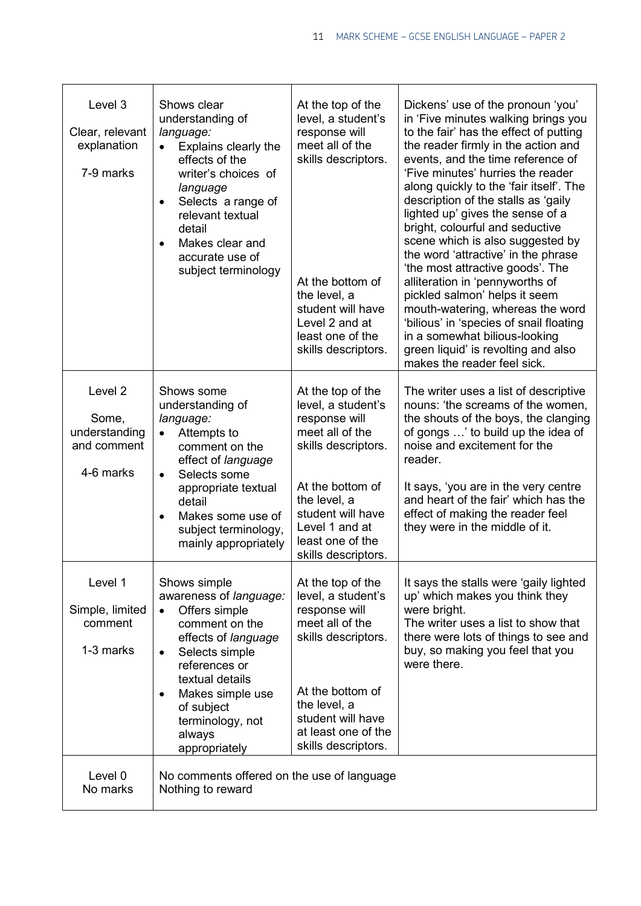| | | | |
|---|---|---|---|
| Level 3<br><br>Clear, relevant explanation<br><br>7-9 marks | Shows clear understanding of *language:*<br>• Explains clearly the effects of the writer's choices of *language*<br>• Selects a range of relevant textual detail<br>• Makes clear and accurate use of subject terminology | At the top of the level, a student's response will meet all of the skills descriptors.<br><br>At the bottom of the level, a student will have Level 2 and at least one of the skills descriptors. | Dickens' use of the pronoun 'you' in 'Five minutes walking brings you to the fair' has the effect of putting the reader firmly in the action and events, and the time reference of 'Five minutes' hurries the reader along quickly to the 'fair itself'. The description of the stalls as 'gaily lighted up' gives the sense of a bright, colourful and seductive scene which is also suggested by the word 'attractive' in the phrase 'the most attractive goods'. The alliteration in 'pennyworths of pickled salmon' helps it seem mouth-watering, whereas the word 'bilious' in 'species of snail floating in a somewhat bilious-looking green liquid' is revolting and also makes the reader feel sick. |
| Level 2<br><br>Some, understanding and comment<br><br>4-6 marks | Shows some understanding of *language:*<br>• Attempts to comment on the effect of *language*<br>• Selects some appropriate textual detail<br>• Makes some use of subject terminology, mainly appropriately | At the top of the level, a student's response will meet all of the skills descriptors.<br><br>At the bottom of the level, a student will have Level 1 and at least one of the skills descriptors. | The writer uses a list of descriptive nouns: 'the screams of the women, the shouts of the boys, the clanging of gongs …' to build up the idea of noise and excitement for the reader.<br><br>It says, 'you are in the very centre and heart of the fair' which has the effect of making the reader feel they were in the middle of it. |
| Level 1<br><br>Simple, limited comment<br><br>1-3 marks | Shows simple awareness of *language:*<br>• Offers simple comment on the effects of *language*<br>• Selects simple references or textual details<br>• Makes simple use of subject terminology, not always appropriately | At the top of the level, a student's response will meet all of the skills descriptors.<br><br>At the bottom of the level, a student will have at least one of the skills descriptors. | It says the stalls were 'gaily lighted up' which makes you think they were bright.<br>The writer uses a list to show that there were lots of things to see and buy, so making you feel that you were there. |
| Level 0<br>No marks | No comments offered on the use of language<br>Nothing to reward | | |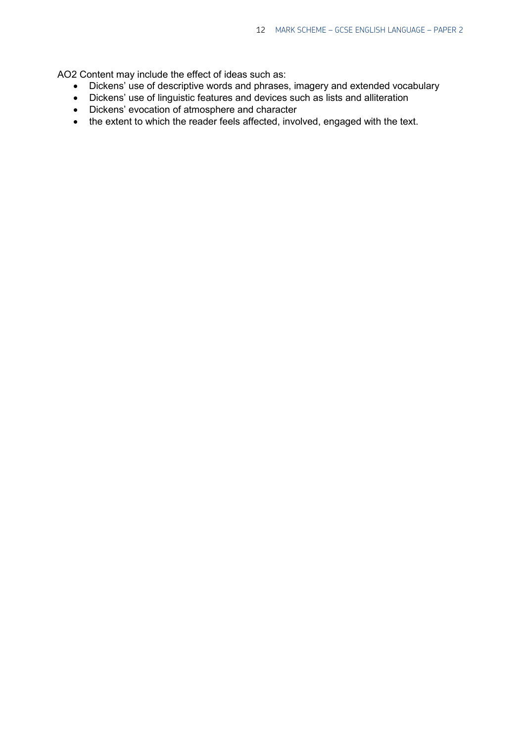AO2 Content may include the effect of ideas such as:

- Dickens' use of descriptive words and phrases, imagery and extended vocabulary
- Dickens' use of linguistic features and devices such as lists and alliteration
- Dickens' evocation of atmosphere and character
- the extent to which the reader feels affected, involved, engaged with the text.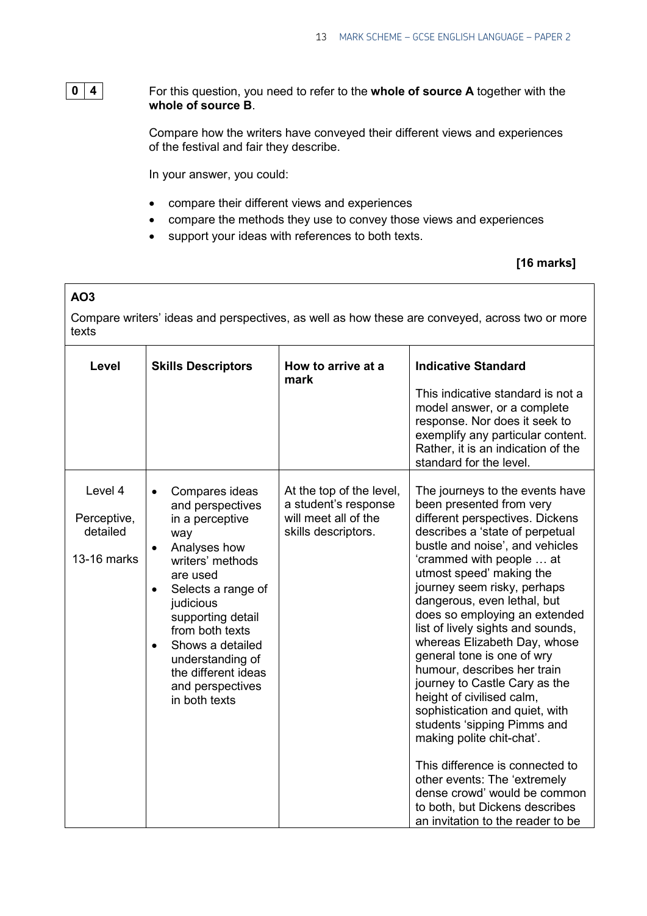**0 4** For this question, you need to refer to the **whole of source A** together with the **whole of source B**.

Compare how the writers have conveyed their different views and experiences of the festival and fair they describe.

In your answer, you could:

- compare their different views and experiences
- compare the methods they use to convey those views and experiences
- support your ideas with references to both texts.

**[16 marks]**

| **AO3**<br><br>Compare writers' ideas and perspectives, as well as how these are conveyed, across two or more texts | | | |
|---|---|---|---|
| **Level** | **Skills Descriptors** | **How to arrive at a mark** | **Indicative Standard**<br><br>This indicative standard is not a model answer, or a complete response. Nor does it seek to exemplify any particular content. Rather, it is an indication of the standard for the level. |
| Level 4<br><br>Perceptive, detailed<br><br>13-16 marks | • Compares ideas and perspectives in a perceptive way<br>• Analyses how writers' methods are used<br>• Selects a range of judicious supporting detail from both texts<br>• Shows a detailed understanding of the different ideas and perspectives in both texts | At the top of the level, a student's response will meet all of the skills descriptors. | The journeys to the events have been presented from very different perspectives. Dickens describes a 'state of perpetual bustle and noise', and vehicles 'crammed with people … at utmost speed' making the journey seem risky, perhaps dangerous, even lethal, but does so employing an extended list of lively sights and sounds, whereas Elizabeth Day, whose general tone is one of wry humour, describes her train journey to Castle Cary as the height of civilised calm, sophistication and quiet, with students 'sipping Pimms and making polite chit-chat'.<br><br>This difference is connected to other events: The 'extremely dense crowd' would be common to both, but Dickens describes an invitation to the reader to be |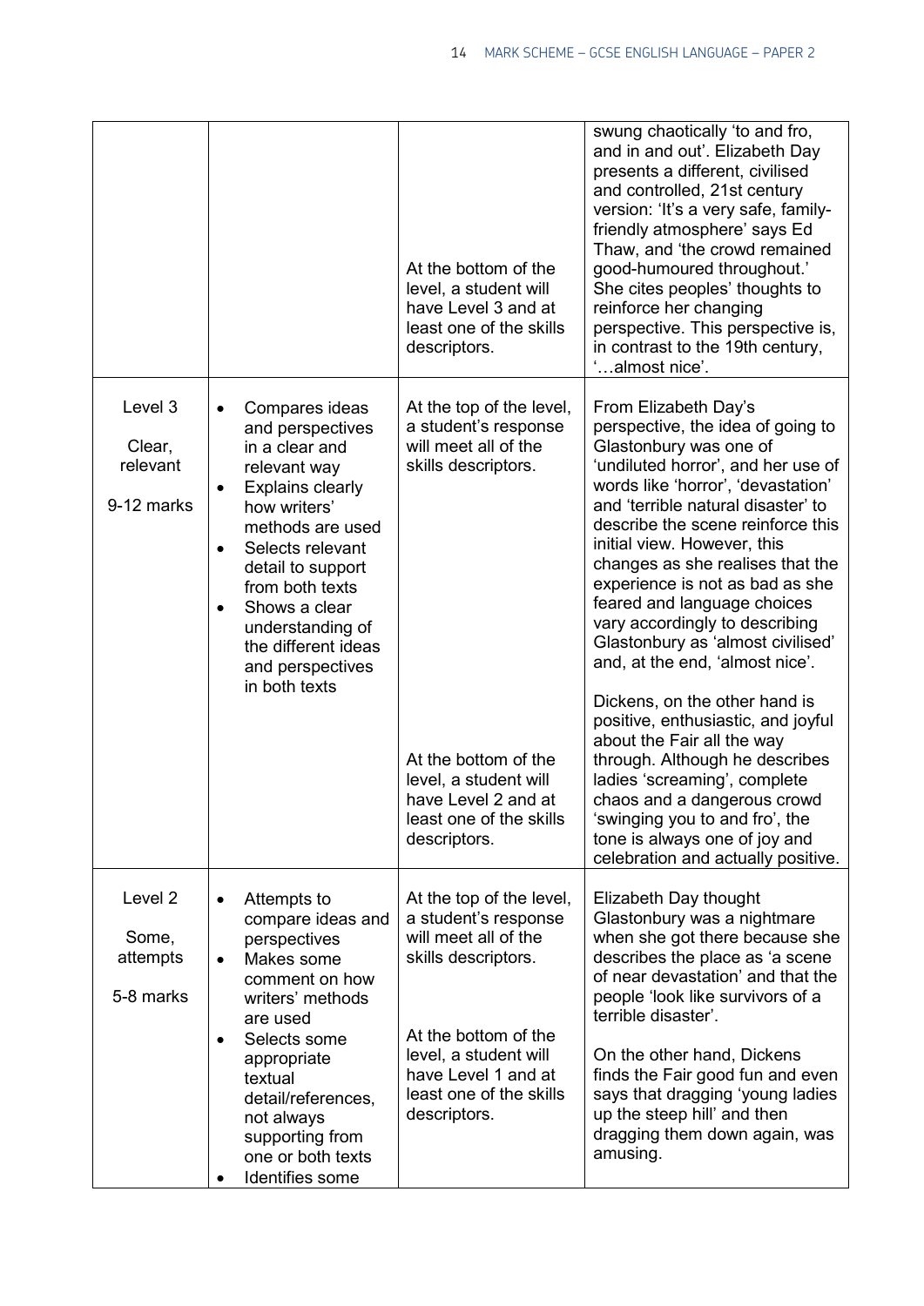| | | | |
|---|---|---|---|
| | | At the bottom of the level, a student will have Level 3 and at least one of the skills descriptors. | swung chaotically 'to and fro, and in and out'. Elizabeth Day presents a different, civilised and controlled, 21st century version: 'It's a very safe, family-friendly atmosphere' says Ed Thaw, and 'the crowd remained good-humoured throughout.' She cites peoples' thoughts to reinforce her changing perspective. This perspective is, in contrast to the 19th century, '…almost nice'. |
| Level 3<br><br>Clear, relevant<br><br>9-12 marks | • Compares ideas and perspectives in a clear and relevant way<br>• Explains clearly how writers' methods are used<br>• Selects relevant detail to support from both texts<br>• Shows a clear understanding of the different ideas and perspectives in both texts | At the top of the level, a student's response will meet all of the skills descriptors.<br><br>At the bottom of the level, a student will have Level 2 and at least one of the skills descriptors. | From Elizabeth Day's perspective, the idea of going to Glastonbury was one of 'undiluted horror', and her use of words like 'horror', 'devastation' and 'terrible natural disaster' to describe the scene reinforce this initial view. However, this changes as she realises that the experience is not as bad as she feared and language choices vary accordingly to describing Glastonbury as 'almost civilised' and, at the end, 'almost nice'.<br><br>Dickens, on the other hand is positive, enthusiastic, and joyful about the Fair all the way through. Although he describes ladies 'screaming', complete chaos and a dangerous crowd 'swinging you to and fro', the tone is always one of joy and celebration and actually positive. |
| Level 2<br><br>Some, attempts<br><br>5-8 marks | • Attempts to compare ideas and perspectives<br>• Makes some comment on how writers' methods are used<br>• Selects some appropriate textual detail/references, not always supporting from one or both texts<br>• Identifies some | At the top of the level, a student's response will meet all of the skills descriptors.<br><br>At the bottom of the level, a student will have Level 1 and at least one of the skills descriptors. | Elizabeth Day thought Glastonbury was a nightmare when she got there because she describes the place as 'a scene of near devastation' and that the people 'look like survivors of a terrible disaster'.<br><br>On the other hand, Dickens finds the Fair good fun and even says that dragging 'young ladies up the steep hill' and then dragging them down again, was amusing. |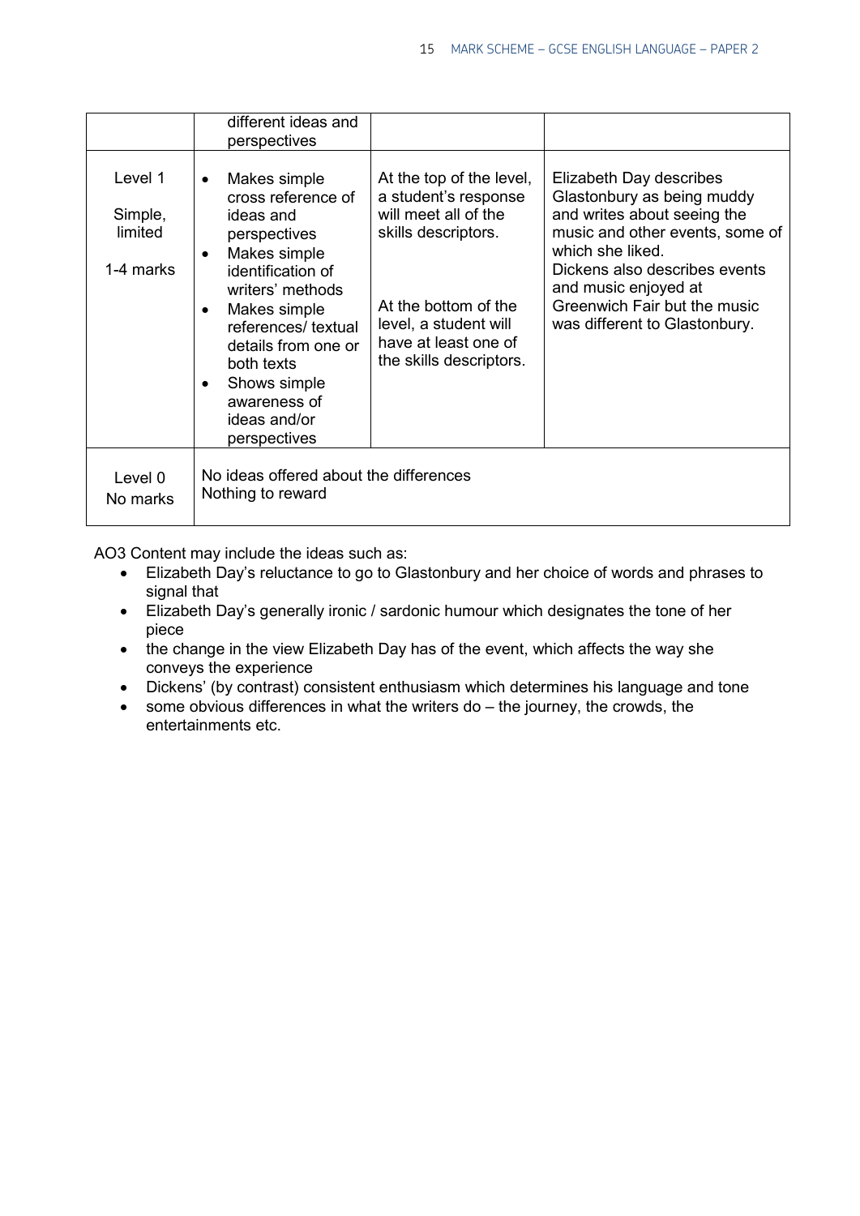| | | | |
|---|---|---|---|
| | different ideas and perspectives | | |
| Level 1<br><br>Simple, limited<br><br>1-4 marks | • Makes simple cross reference of ideas and perspectives<br>• Makes simple identification of writers' methods<br>• Makes simple references/ textual details from one or both texts<br>• Shows simple awareness of ideas and/or perspectives | At the top of the level, a student's response will meet all of the skills descriptors.<br><br>At the bottom of the level, a student will have at least one of the skills descriptors. | Elizabeth Day describes Glastonbury as being muddy and writes about seeing the music and other events, some of which she liked.<br>Dickens also describes events and music enjoyed at Greenwich Fair but the music was different to Glastonbury. |
| Level 0<br>No marks | No ideas offered about the differences<br>Nothing to reward | | |

AO3 Content may include the ideas such as:

- Elizabeth Day's reluctance to go to Glastonbury and her choice of words and phrases to signal that
- Elizabeth Day's generally ironic / sardonic humour which designates the tone of her piece
- the change in the view Elizabeth Day has of the event, which affects the way she conveys the experience
- Dickens' (by contrast) consistent enthusiasm which determines his language and tone
- some obvious differences in what the writers do – the journey, the crowds, the entertainments etc.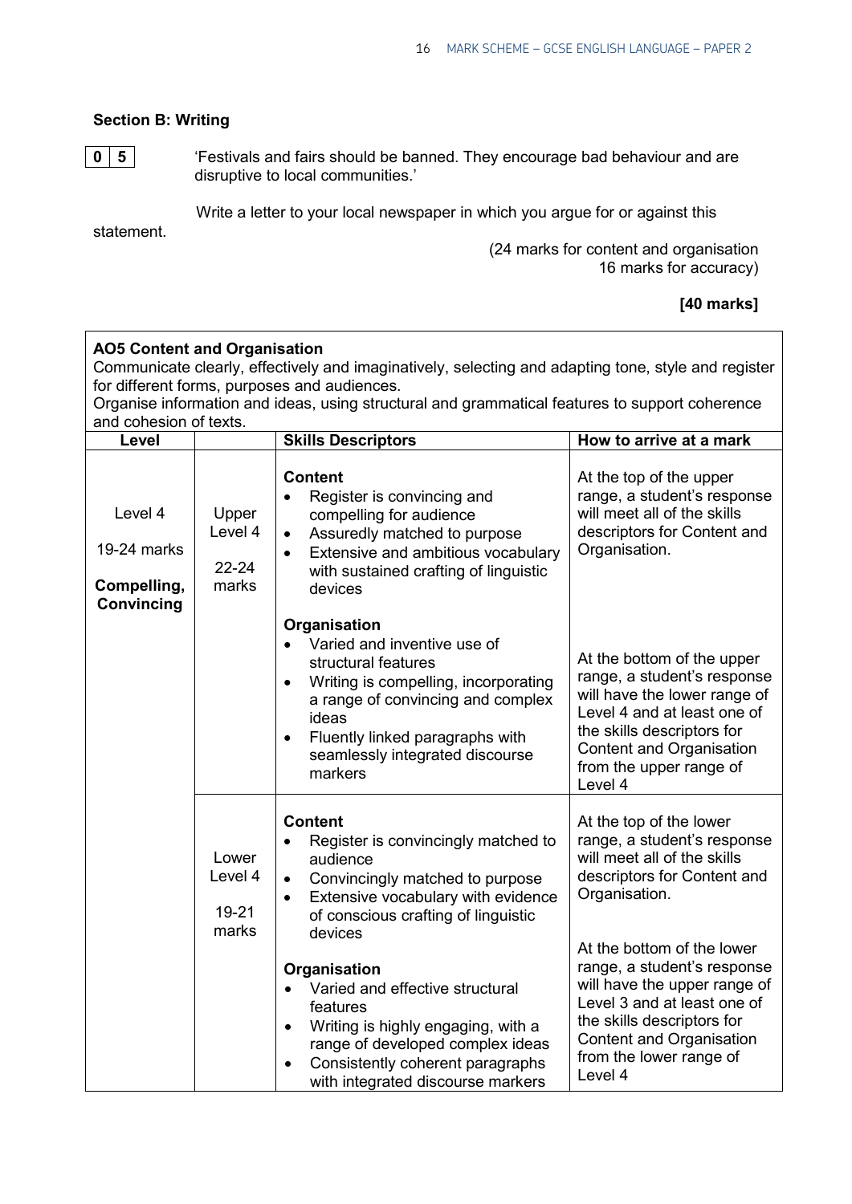## Section B: Writing

**0 5** 'Festivals and fairs should be banned. They encourage bad behaviour and are disruptive to local communities.'

Write a letter to your local newspaper in which you argue for or against this statement.

(24 marks for content and organisation
16 marks for accuracy)

**[40 marks]**

**AO5 Content and Organisation**
Communicate clearly, effectively and imaginatively, selecting and adapting tone, style and register for different forms, purposes and audiences.
Organise information and ideas, using structural and grammatical features to support coherence and cohesion of texts.

| Level | | Skills Descriptors | How to arrive at a mark |
|---|---|---|---|
| Level 4<br><br>19-24 marks<br><br>**Compelling, Convincing** | Upper Level 4<br><br>22-24 marks | **Content**<br>• Register is convincing and compelling for audience<br>• Assuredly matched to purpose<br>• Extensive and ambitious vocabulary with sustained crafting of linguistic devices<br><br>**Organisation**<br>• Varied and inventive use of structural features<br>• Writing is compelling, incorporating a range of convincing and complex ideas<br>• Fluently linked paragraphs with seamlessly integrated discourse markers | At the top of the upper range, a student's response will meet all of the skills descriptors for Content and Organisation.<br><br>At the bottom of the upper range, a student's response will have the lower range of Level 4 and at least one of the skills descriptors for Content and Organisation from the upper range of Level 4 |
| | Lower Level 4<br><br>19-21 marks | **Content**<br>• Register is convincingly matched to audience<br>• Convincingly matched to purpose<br>• Extensive vocabulary with evidence of conscious crafting of linguistic devices<br><br>**Organisation**<br>• Varied and effective structural features<br>• Writing is highly engaging, with a range of developed complex ideas<br>• Consistently coherent paragraphs with integrated discourse markers | At the top of the lower range, a student's response will meet all of the skills descriptors for Content and Organisation.<br><br>At the bottom of the lower range, a student's response will have the upper range of Level 3 and at least one of the skills descriptors for Content and Organisation from the lower range of Level 4 |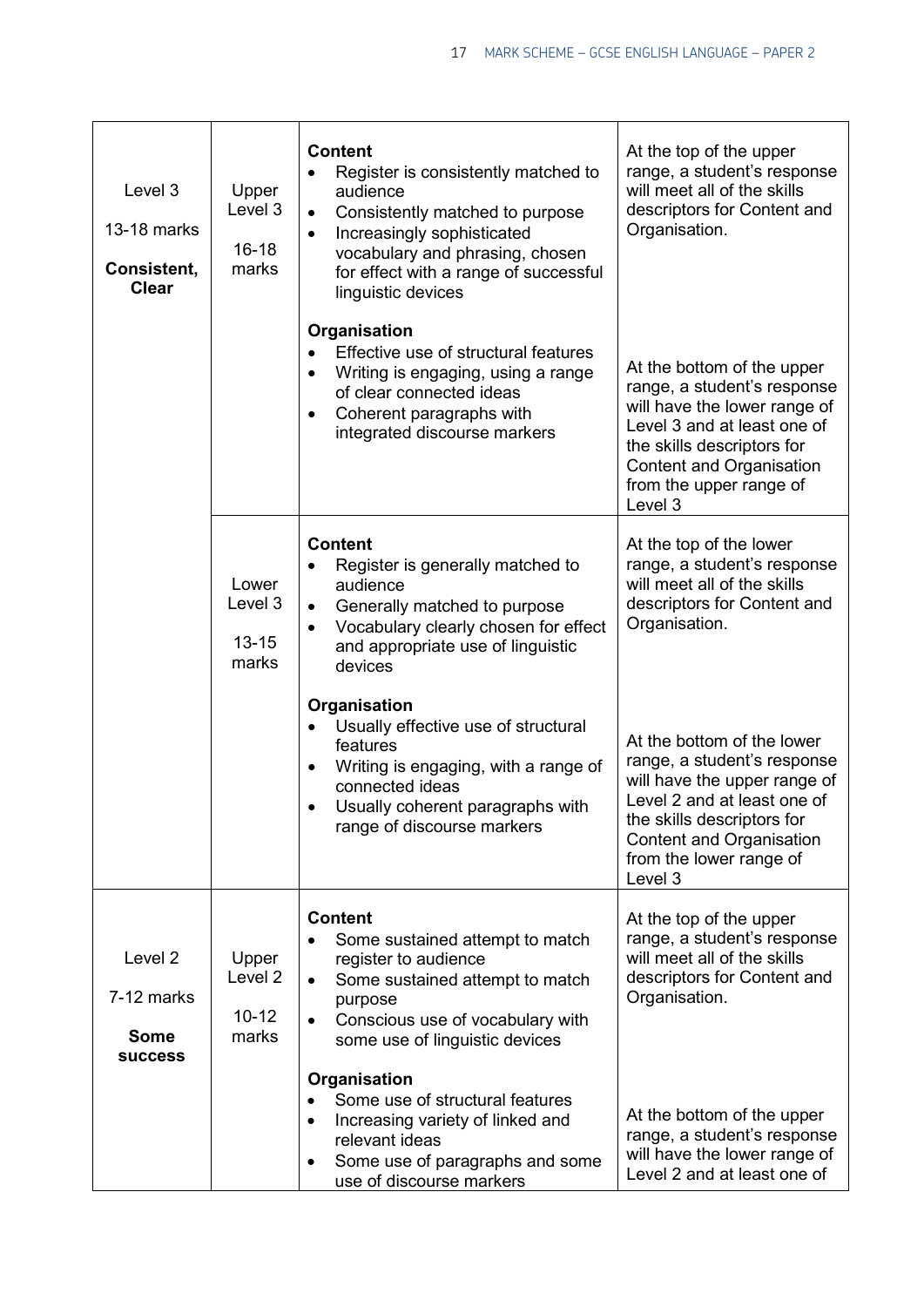| | | | |
|---|---|---|---|
| Level 3<br><br>13-18 marks<br><br>**Consistent, Clear** | Upper Level 3<br><br>16-18 marks | **Content**<br>• Register is consistently matched to audience<br>• Consistently matched to purpose<br>• Increasingly sophisticated vocabulary and phrasing, chosen for effect with a range of successful linguistic devices<br><br>**Organisation**<br>• Effective use of structural features<br>• Writing is engaging, using a range of clear connected ideas<br>• Coherent paragraphs with integrated discourse markers | At the top of the upper range, a student's response will meet all of the skills descriptors for Content and Organisation.<br><br>At the bottom of the upper range, a student's response will have the lower range of Level 3 and at least one of the skills descriptors for Content and Organisation from the upper range of Level 3 |
| | Lower Level 3<br><br>13-15 marks | **Content**<br>• Register is generally matched to audience<br>• Generally matched to purpose<br>• Vocabulary clearly chosen for effect and appropriate use of linguistic devices<br><br>**Organisation**<br>• Usually effective use of structural features<br>• Writing is engaging, with a range of connected ideas<br>• Usually coherent paragraphs with range of discourse markers | At the top of the lower range, a student's response will meet all of the skills descriptors for Content and Organisation.<br><br>At the bottom of the lower range, a student's response will have the upper range of Level 2 and at least one of the skills descriptors for Content and Organisation from the lower range of Level 3 |
| Level 2<br><br>7-12 marks<br><br>**Some success** | Upper Level 2<br><br>10-12 marks | **Content**<br>• Some sustained attempt to match register to audience<br>• Some sustained attempt to match purpose<br>• Conscious use of vocabulary with some use of linguistic devices<br><br>**Organisation**<br>• Some use of structural features<br>• Increasing variety of linked and relevant ideas<br>• Some use of paragraphs and some use of discourse markers | At the top of the upper range, a student's response will meet all of the skills descriptors for Content and Organisation.<br><br>At the bottom of the upper range, a student's response will have the lower range of Level 2 and at least one of |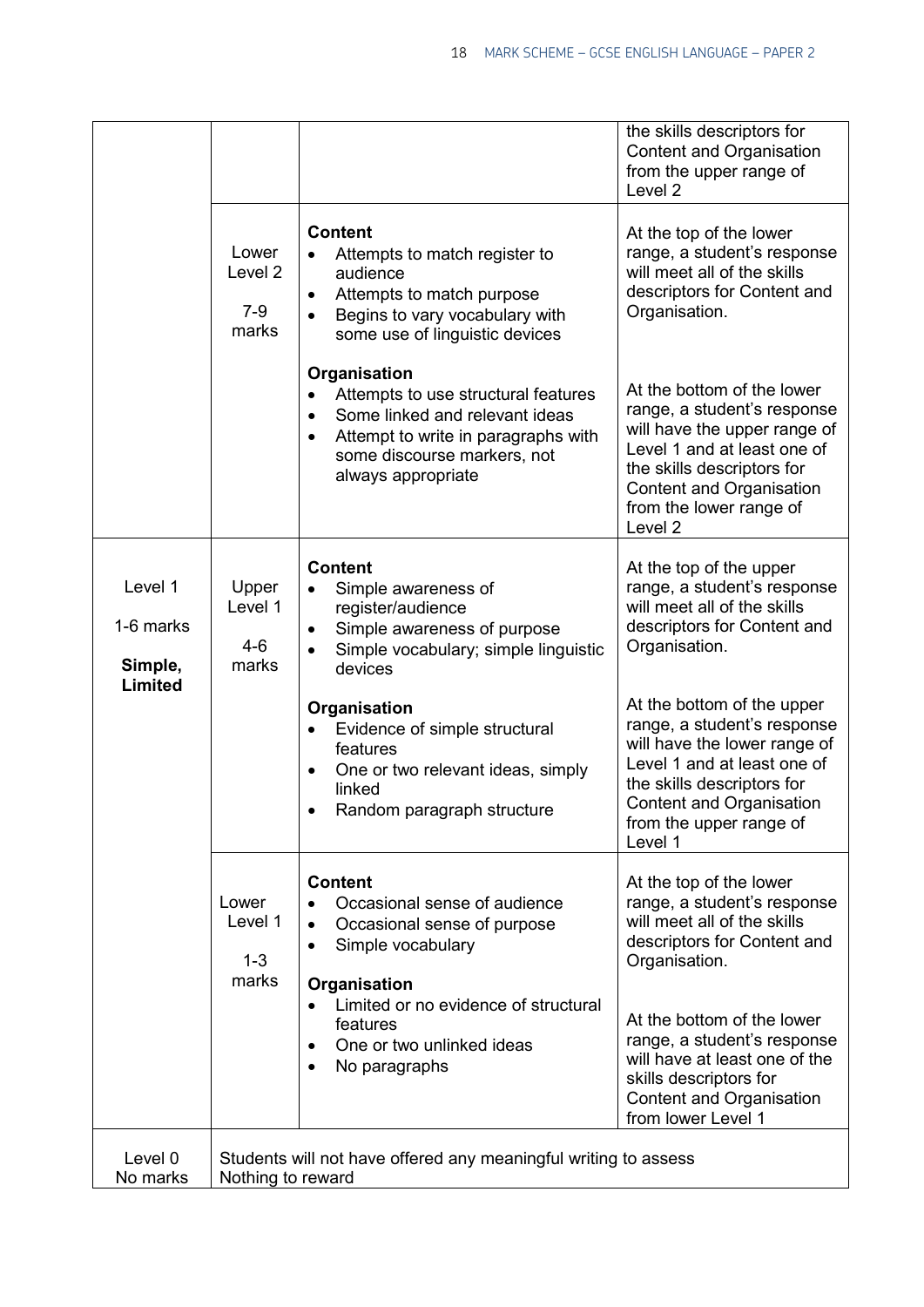| | | | |
|---|---|---|---|
| | | | the skills descriptors for Content and Organisation from the upper range of Level 2 |
| | Lower Level 2<br><br>7-9 marks | **Content**<br>• Attempts to match register to audience<br>• Attempts to match purpose<br>• Begins to vary vocabulary with some use of linguistic devices<br><br>**Organisation**<br>• Attempts to use structural features<br>• Some linked and relevant ideas<br>• Attempt to write in paragraphs with some discourse markers, not always appropriate | At the top of the lower range, a student's response will meet all of the skills descriptors for Content and Organisation.<br><br>At the bottom of the lower range, a student's response will have the upper range of Level 1 and at least one of the skills descriptors for Content and Organisation from the lower range of Level 2 |
| Level 1<br><br>1-6 marks<br><br>**Simple, Limited** | Upper Level 1<br><br>4-6 marks | **Content**<br>• Simple awareness of register/audience<br>• Simple awareness of purpose<br>• Simple vocabulary; simple linguistic devices<br><br>**Organisation**<br>• Evidence of simple structural features<br>• One or two relevant ideas, simply linked<br>• Random paragraph structure | At the top of the upper range, a student's response will meet all of the skills descriptors for Content and Organisation.<br><br>At the bottom of the upper range, a student's response will have the lower range of Level 1 and at least one of the skills descriptors for Content and Organisation from the upper range of Level 1 |
| | Lower Level 1<br><br>1-3 marks | **Content**<br>• Occasional sense of audience<br>• Occasional sense of purpose<br>• Simple vocabulary<br><br>**Organisation**<br>• Limited or no evidence of structural features<br>• One or two unlinked ideas<br>• No paragraphs | At the top of the lower range, a student's response will meet all of the skills descriptors for Content and Organisation.<br><br>At the bottom of the lower range, a student's response will have at least one of the skills descriptors for Content and Organisation from lower Level 1 |
| Level 0<br>No marks | Students will not have offered any meaningful writing to assess<br>Nothing to reward | | |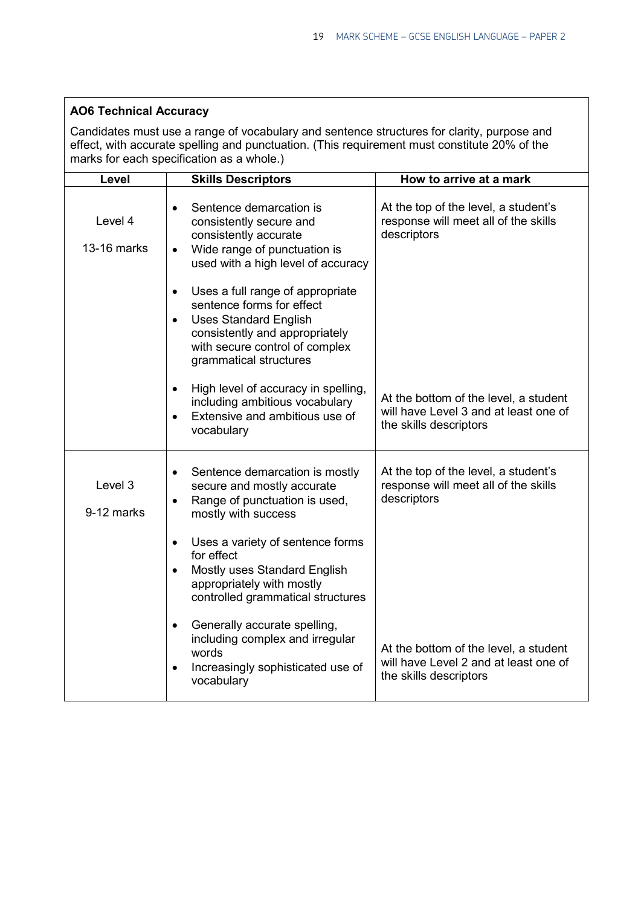**AO6 Technical Accuracy**

Candidates must use a range of vocabulary and sentence structures for clarity, purpose and effect, with accurate spelling and punctuation. (This requirement must constitute 20% of the marks for each specification as a whole.)

| Level | Skills Descriptors | How to arrive at a mark |
|---|---|---|
| Level 4<br><br>13-16 marks | • Sentence demarcation is consistently secure and consistently accurate<br>• Wide range of punctuation is used with a high level of accuracy<br><br>• Uses a full range of appropriate sentence forms for effect<br>• Uses Standard English consistently and appropriately with secure control of complex grammatical structures<br><br>• High level of accuracy in spelling, including ambitious vocabulary<br>• Extensive and ambitious use of vocabulary | At the top of the level, a student's response will meet all of the skills descriptors<br><br>At the bottom of the level, a student will have Level 3 and at least one of the skills descriptors |
| Level 3<br><br>9-12 marks | • Sentence demarcation is mostly secure and mostly accurate<br>• Range of punctuation is used, mostly with success<br><br>• Uses a variety of sentence forms for effect<br>• Mostly uses Standard English appropriately with mostly controlled grammatical structures<br><br>• Generally accurate spelling, including complex and irregular words<br>• Increasingly sophisticated use of vocabulary | At the top of the level, a student's response will meet all of the skills descriptors<br><br>At the bottom of the level, a student will have Level 2 and at least one of the skills descriptors |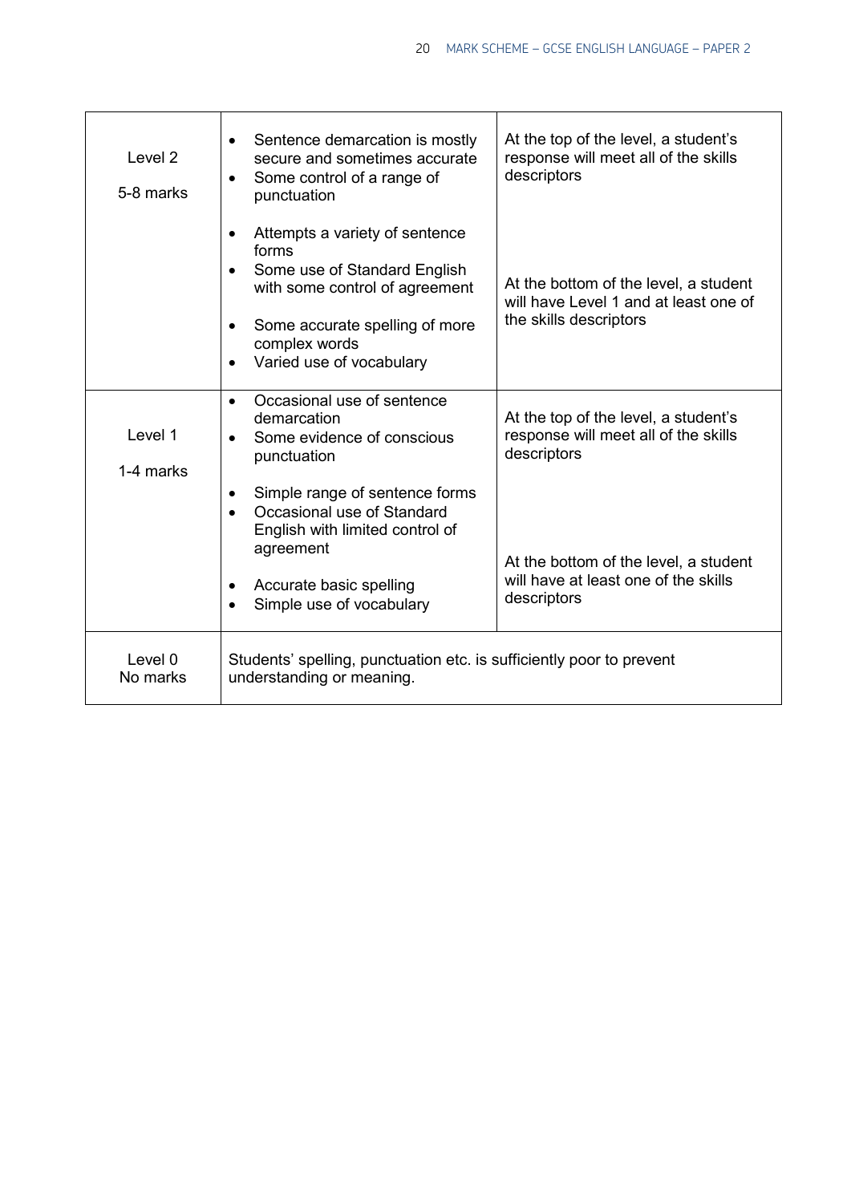| | | |
|---|---|---|
| Level 2<br><br>5-8 marks | • Sentence demarcation is mostly secure and sometimes accurate<br>• Some control of a range of punctuation<br><br>• Attempts a variety of sentence forms<br>• Some use of Standard English with some control of agreement<br><br>• Some accurate spelling of more complex words<br>• Varied use of vocabulary | At the top of the level, a student's response will meet all of the skills descriptors<br><br>At the bottom of the level, a student will have Level 1 and at least one of the skills descriptors |
| Level 1<br><br>1-4 marks | • Occasional use of sentence demarcation<br>• Some evidence of conscious punctuation<br><br>• Simple range of sentence forms<br>• Occasional use of Standard English with limited control of agreement<br><br>• Accurate basic spelling<br>• Simple use of vocabulary | At the top of the level, a student's response will meet all of the skills descriptors<br><br>At the bottom of the level, a student will have at least one of the skills descriptors |
| Level 0<br>No marks | Students' spelling, punctuation etc. is sufficiently poor to prevent understanding or meaning. | |